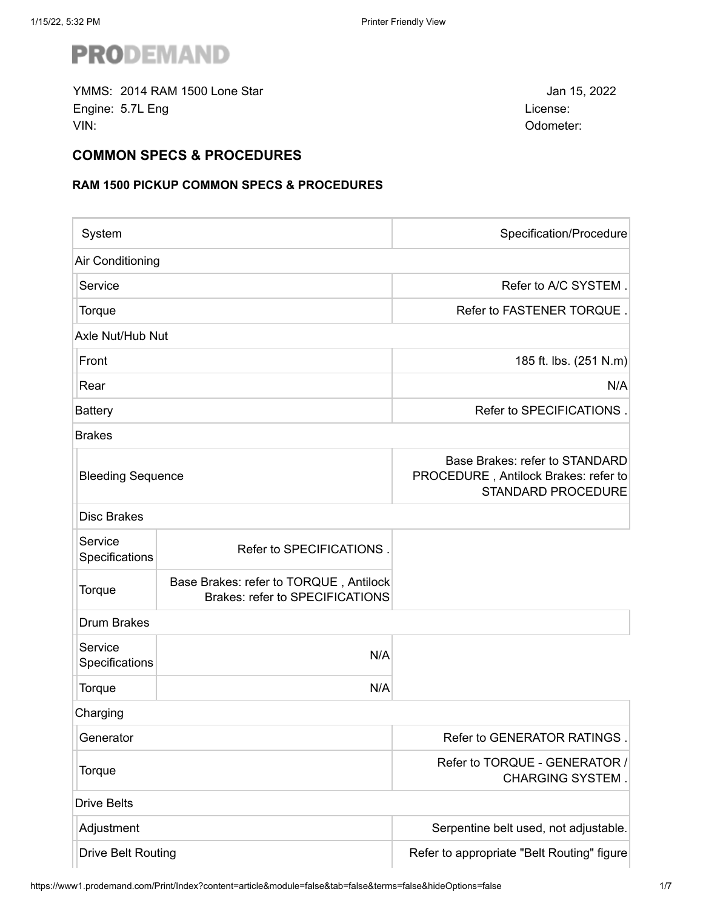# PRODEMAND

YMMS: 2014 RAM 1500 Lone Star
Engine: 5.7L Eng
VIN:

Jan 15, 2022
License:
Odometer:

## COMMON SPECS & PROCEDURES

### RAM 1500 PICKUP COMMON SPECS & PROCEDURES

| System | | Specification/Procedure |
|---|---|---|
| Air Conditioning | | |
| Service | | Refer to A/C SYSTEM . |
| Torque | | Refer to FASTENER TORQUE . |
| Axle Nut/Hub Nut | | |
| Front | | 185 ft. lbs. (251 N.m) |
| Rear | | N/A |
| Battery | | Refer to SPECIFICATIONS . |
| Brakes | | |
| Bleeding Sequence | | Base Brakes: refer to STANDARD PROCEDURE , Antilock Brakes: refer to STANDARD PROCEDURE |
| Disc Brakes | | |
| Service Specifications | Refer to SPECIFICATIONS . | |
| Torque | Base Brakes: refer to TORQUE , Antilock Brakes: refer to SPECIFICATIONS | |
| Drum Brakes | | |
| Service Specifications | N/A | |
| Torque | N/A | |
| Charging | | |
| Generator | | Refer to GENERATOR RATINGS . |
| Torque | | Refer to TORQUE - GENERATOR / CHARGING SYSTEM . |
| Drive Belts | | |
| Adjustment | | Serpentine belt used, not adjustable. |
| Drive Belt Routing | | Refer to appropriate "Belt Routing" figure |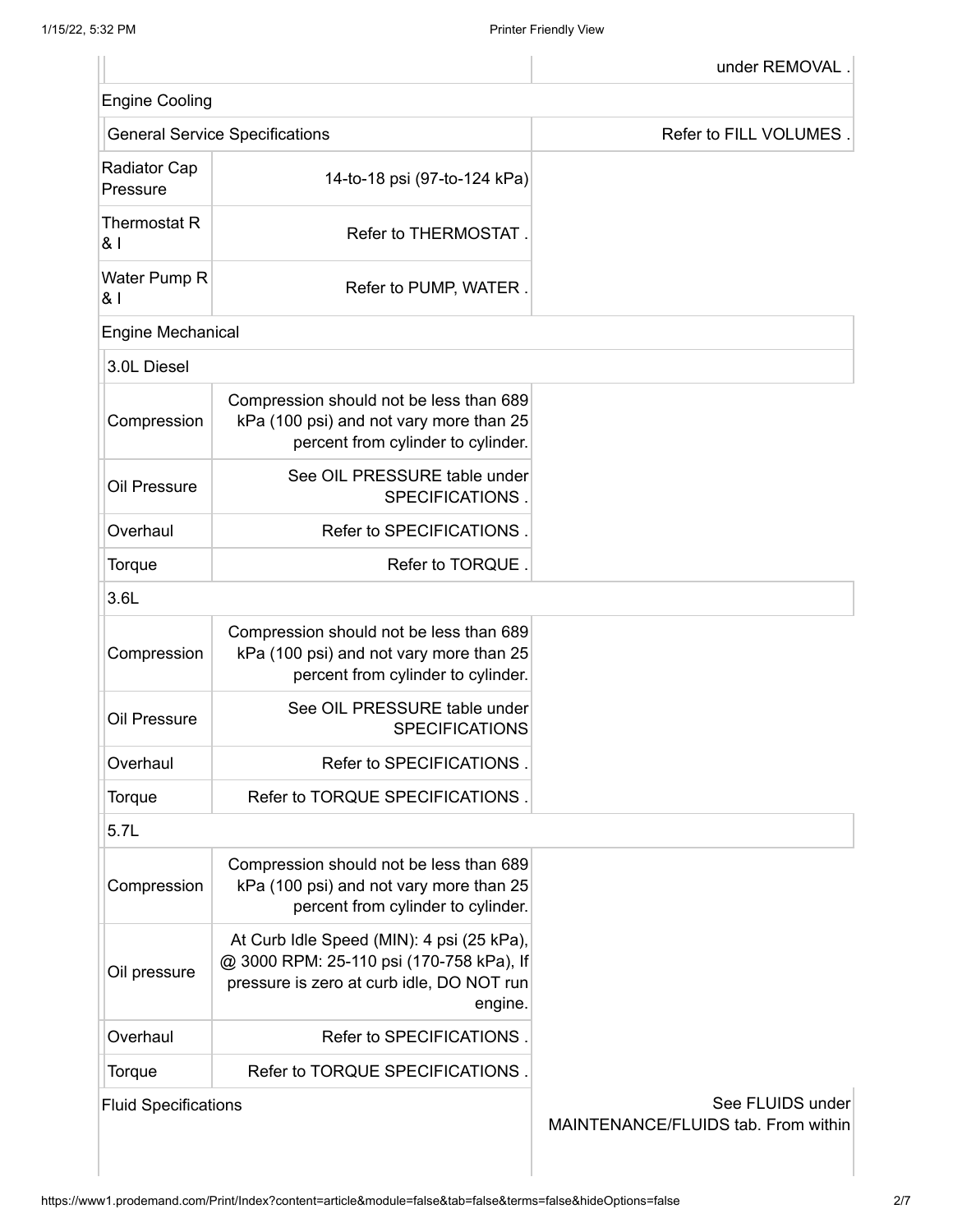| | | |
|---|---|---|
| | | under REMOVAL . |
| Engine Cooling | | |
| General Service Specifications | | Refer to FILL VOLUMES . |
| Radiator Cap Pressure | 14-to-18 psi (97-to-124 kPa) | |
| Thermostat R & I | Refer to THERMOSTAT . | |
| Water Pump R & I | Refer to PUMP, WATER . | |
| Engine Mechanical | | |
| 3.0L Diesel | | |
| Compression | Compression should not be less than 689 kPa (100 psi) and not vary more than 25 percent from cylinder to cylinder. | |
| Oil Pressure | See OIL PRESSURE table under SPECIFICATIONS . | |
| Overhaul | Refer to SPECIFICATIONS . | |
| Torque | Refer to TORQUE . | |
| 3.6L | | |
| Compression | Compression should not be less than 689 kPa (100 psi) and not vary more than 25 percent from cylinder to cylinder. | |
| Oil Pressure | See OIL PRESSURE table under SPECIFICATIONS | |
| Overhaul | Refer to SPECIFICATIONS . | |
| Torque | Refer to TORQUE SPECIFICATIONS . | |
| 5.7L | | |
| Compression | Compression should not be less than 689 kPa (100 psi) and not vary more than 25 percent from cylinder to cylinder. | |
| Oil pressure | At Curb Idle Speed (MIN): 4 psi (25 kPa), @ 3000 RPM: 25-110 psi (170-758 kPa), If pressure is zero at curb idle, DO NOT run engine. | |
| Overhaul | Refer to SPECIFICATIONS . | |
| Torque | Refer to TORQUE SPECIFICATIONS . | |
| Fluid Specifications | | See FLUIDS under MAINTENANCE/FLUIDS tab. From within |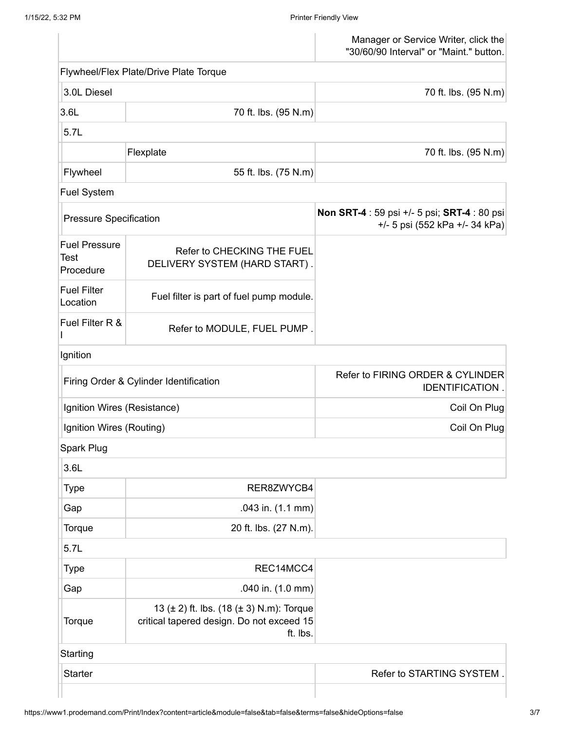| | | |
|---|---|---|
| | | Manager or Service Writer, click the "30/60/90 Interval" or "Maint." button. |
| Flywheel/Flex Plate/Drive Plate Torque | | |
| 3.0L Diesel | | 70 ft. lbs. (95 N.m) |
| 3.6L | 70 ft. lbs. (95 N.m) | |
| 5.7L | | |
| | Flexplate | 70 ft. lbs. (95 N.m) |
| Flywheel | 55 ft. lbs. (75 N.m) | |
| Fuel System | | |
| Pressure Specification | | **Non SRT-4** : 59 psi +/- 5 psi; **SRT-4** : 80 psi +/- 5 psi (552 kPa +/- 34 kPa) |
| Fuel Pressure Test Procedure | Refer to CHECKING THE FUEL DELIVERY SYSTEM (HARD START) . | |
| Fuel Filter Location | Fuel filter is part of fuel pump module. | |
| Fuel Filter R & I | Refer to MODULE, FUEL PUMP . | |
| Ignition | | |
| Firing Order & Cylinder Identification | | Refer to FIRING ORDER & CYLINDER IDENTIFICATION . |
| Ignition Wires (Resistance) | | Coil On Plug |
| Ignition Wires (Routing) | | Coil On Plug |
| Spark Plug | | |
| 3.6L | | |
| Type | RER8ZWYCB4 | |
| Gap | .043 in. (1.1 mm) | |
| Torque | 20 ft. lbs. (27 N.m). | |
| 5.7L | | |
| Type | REC14MCC4 | |
| Gap | .040 in. (1.0 mm) | |
| Torque | 13 (± 2) ft. lbs. (18 (± 3) N.m): Torque critical tapered design. Do not exceed 15 ft. lbs. | |
| Starting | | |
| Starter | | Refer to STARTING SYSTEM . |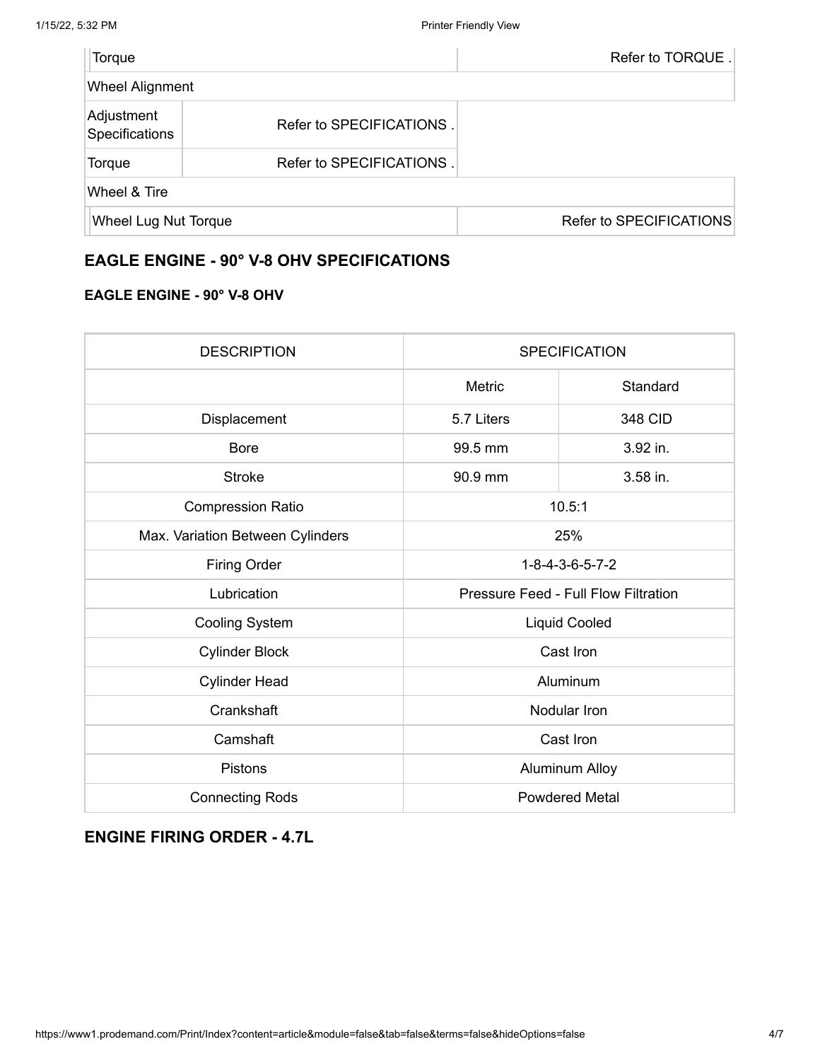| Torque | Refer to TORQUE . |
|---|---|
| **Wheel Alignment** | |
| Adjustment Specifications | Refer to SPECIFICATIONS . |
| Torque | Refer to SPECIFICATIONS . |
| **Wheel & Tire** | |
| Wheel Lug Nut Torque | Refer to SPECIFICATIONS |

## EAGLE ENGINE - 90° V-8 OHV SPECIFICATIONS

### EAGLE ENGINE - 90° V-8 OHV

| DESCRIPTION | SPECIFICATION | |
|---|---|---|
| | Metric | Standard |
| Displacement | 5.7 Liters | 348 CID |
| Bore | 99.5 mm | 3.92 in. |
| Stroke | 90.9 mm | 3.58 in. |
| Compression Ratio | 10.5:1 | |
| Max. Variation Between Cylinders | 25% | |
| Firing Order | 1-8-4-3-6-5-7-2 | |
| Lubrication | Pressure Feed - Full Flow Filtration | |
| Cooling System | Liquid Cooled | |
| Cylinder Block | Cast Iron | |
| Cylinder Head | Aluminum | |
| Crankshaft | Nodular Iron | |
| Camshaft | Cast Iron | |
| Pistons | Aluminum Alloy | |
| Connecting Rods | Powdered Metal | |

## ENGINE FIRING ORDER - 4.7L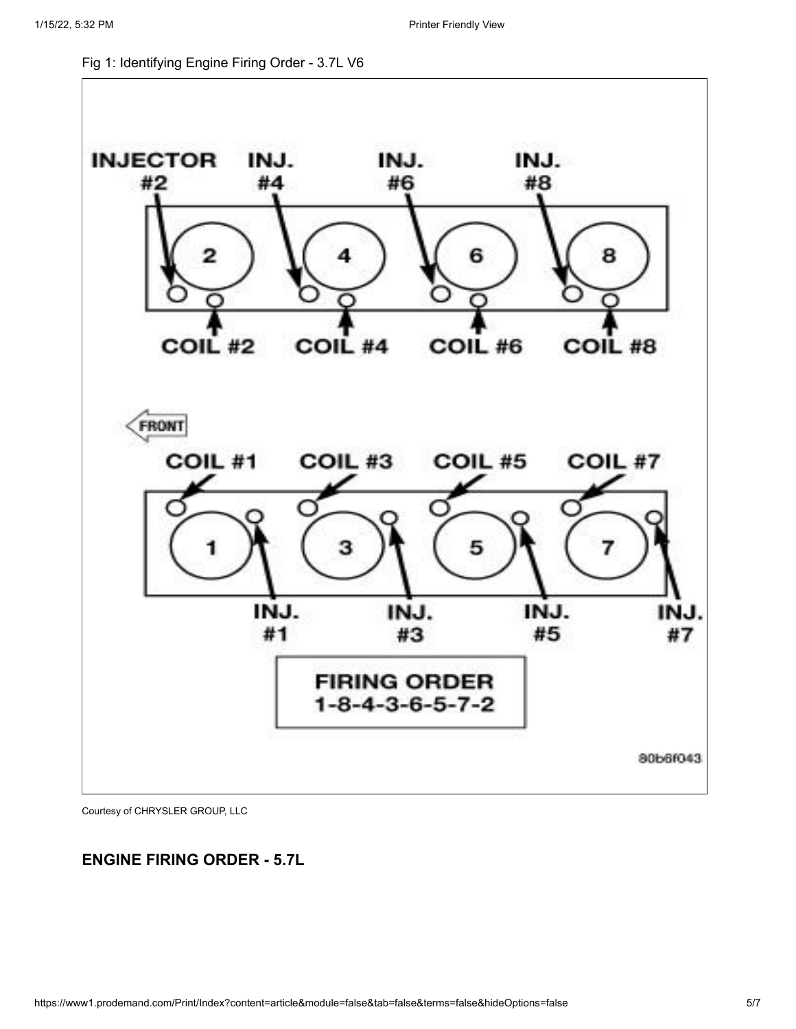Fig 1: Identifying Engine Firing Order - 3.7L V6

INJECTOR #2 | INJ. #4 | INJ. #6 | INJ. #8

COIL #2 | COIL #4 | COIL #6 | COIL #8

FRONT

COIL #1 | COIL #3 | COIL #5 | COIL #7

INJ. #1 | INJ. #3 | INJ. #5 | INJ. #7

FIRING ORDER
1-8-4-3-6-5-7-2

80b6f043

Courtesy of CHRYSLER GROUP, LLC

## ENGINE FIRING ORDER - 5.7L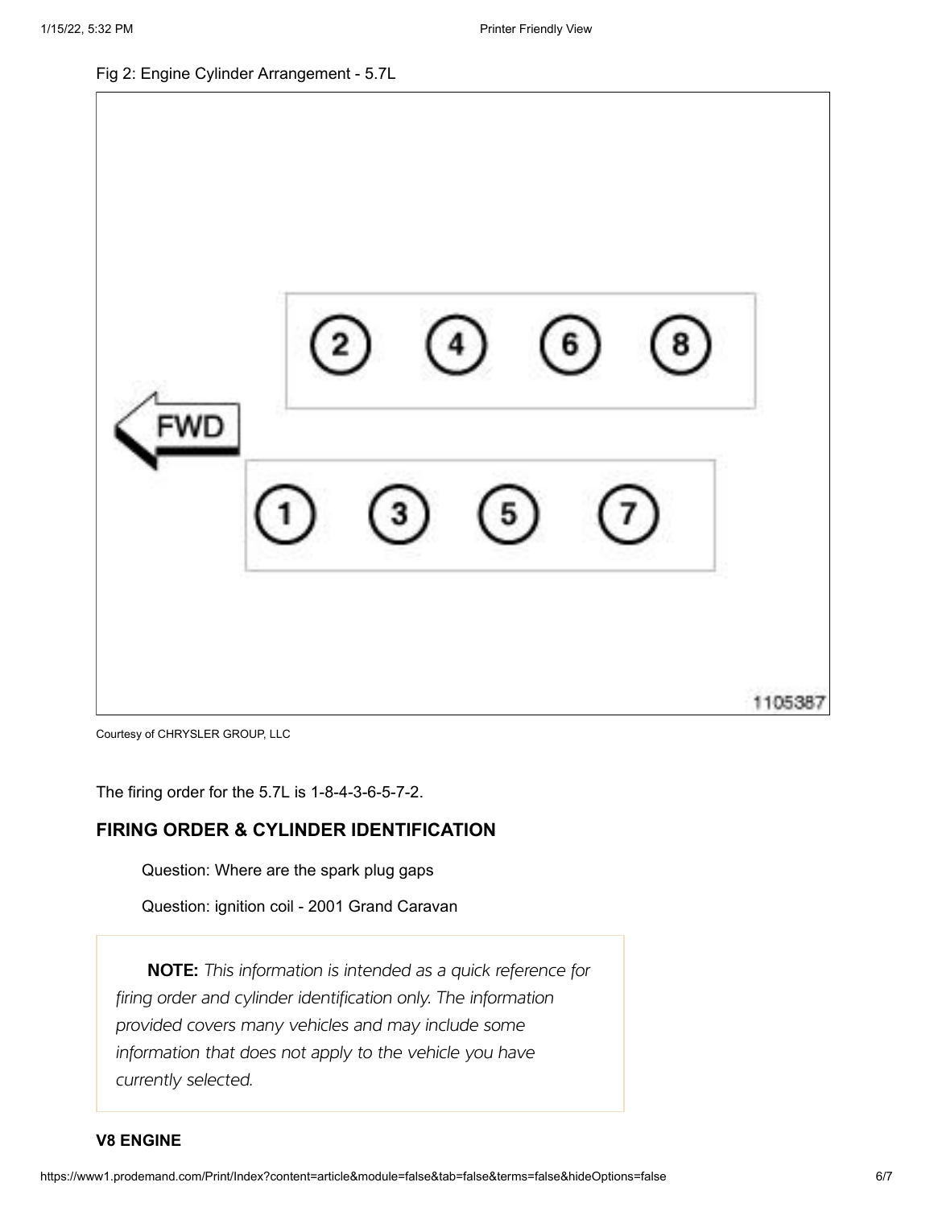Fig 2: Engine Cylinder Arrangement - 5.7L

Courtesy of CHRYSLER GROUP, LLC

The firing order for the 5.7L is 1-8-4-3-6-5-7-2.

## FIRING ORDER & CYLINDER IDENTIFICATION

Question: Where are the spark plug gaps

Question: ignition coil - 2001 Grand Caravan

> **NOTE:** *This information is intended as a quick reference for firing order and cylinder identification only. The information provided covers many vehicles and may include some information that does not apply to the vehicle you have currently selected.*

### V8 ENGINE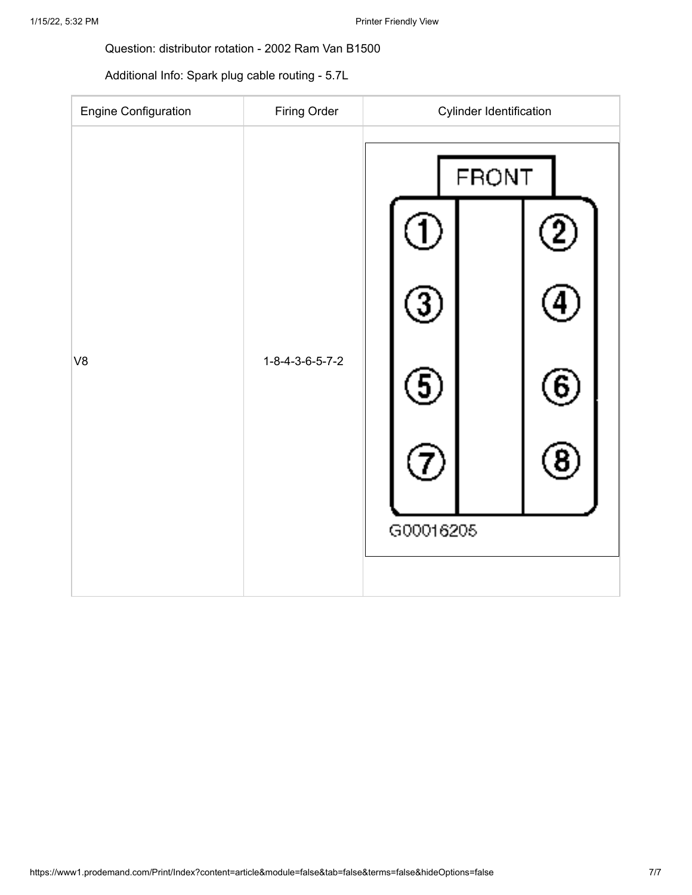Question: distributor rotation - 2002 Ram Van B1500

Additional Info: Spark plug cable routing - 5.7L

| Engine Configuration | Firing Order | Cylinder Identification |
| --- | --- | --- |
| V8 | 1-8-4-3-6-5-7-2 | FRONT<br>1 2<br>3 4<br>5 6<br>7 8<br>G00016205 |